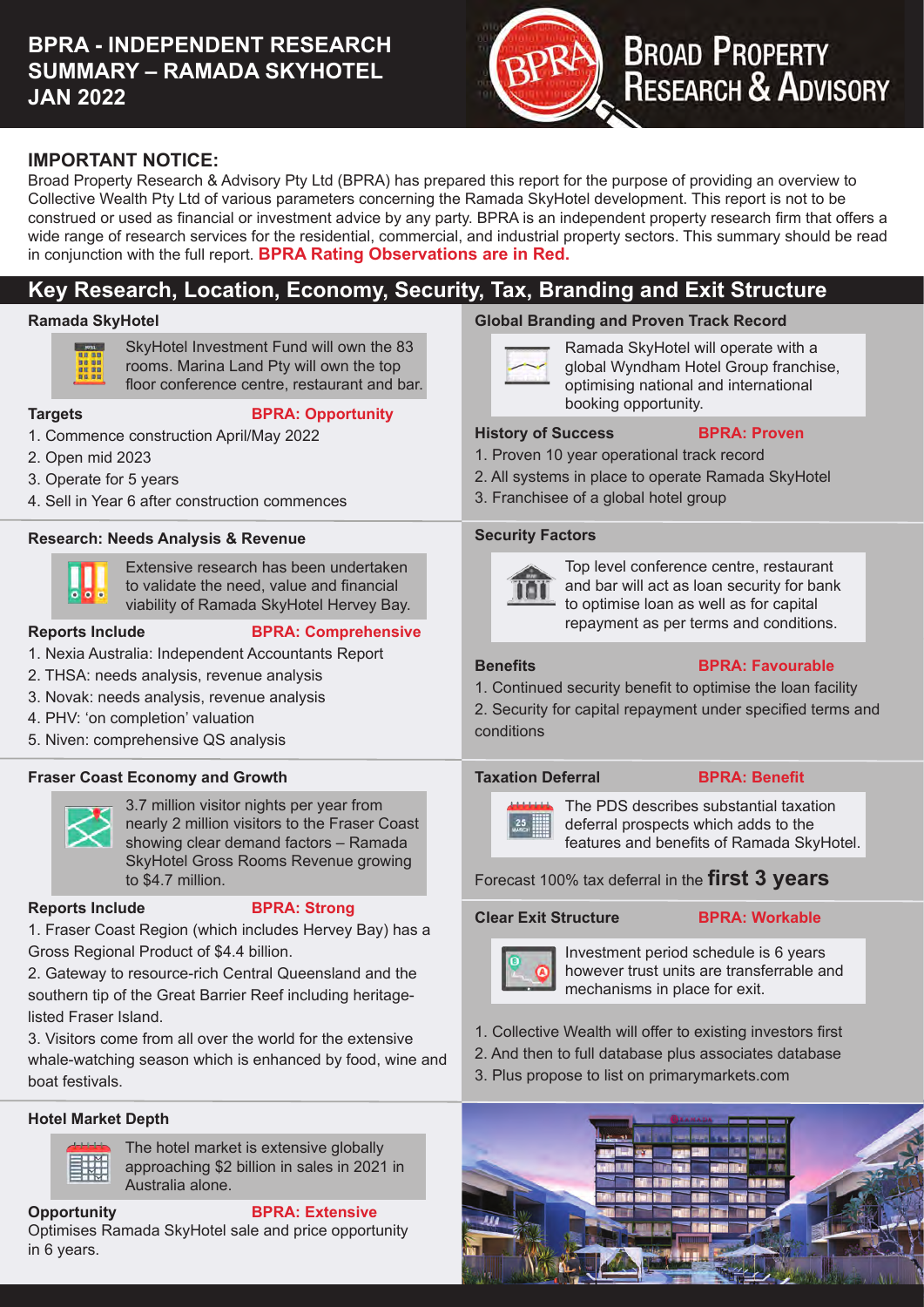# BPRA - INDEPENDENT RESEARCH SUMMARY – RAMADA SKYHOTEL JAN 2022

BROAD PROPERTY RESEARCH & ADVISORY

**IMPORTANT NOTICE:**
Broad Property Research & Advisory Pty Ltd (BPRA) has prepared this report for the purpose of providing an overview to Collective Wealth Pty Ltd of various parameters concerning the Ramada SkyHotel development. This report is not to be construed or used as financial or investment advice by any party. BPRA is an independent property research firm that offers a wide range of research services for the residential, commercial, and industrial property sectors. This summary should be read in conjunction with the full report. **BPRA Rating Observations are in Red.**

## Key Research, Location, Economy, Security, Tax, Branding and Exit Structure

### Ramada SkyHotel

SkyHotel Investment Fund will own the 83 rooms. Marina Land Pty will own the top floor conference centre, restaurant and bar.

**Targets** — **BPRA: Opportunity**

1. Commence construction April/May 2022
2. Open mid 2023
3. Operate for 5 years
4. Sell in Year 6 after construction commences

### Research: Needs Analysis & Revenue

Extensive research has been undertaken to validate the need, value and financial viability of Ramada SkyHotel Hervey Bay.

**Reports Include** — **BPRA: Comprehensive**

1. Nexia Australia: Independent Accountants Report
2. THSA: needs analysis, revenue analysis
3. Novak: needs analysis, revenue analysis
4. PHV: 'on completion' valuation
5. Niven: comprehensive QS analysis

### Fraser Coast Economy and Growth

3.7 million visitor nights per year from nearly 2 million visitors to the Fraser Coast showing clear demand factors – Ramada SkyHotel Gross Rooms Revenue growing to $4.7 million.

**Reports Include** — **BPRA: Strong**

1. Fraser Coast Region (which includes Hervey Bay) has a Gross Regional Product of $4.4 billion.
2. Gateway to resource-rich Central Queensland and the southern tip of the Great Barrier Reef including heritage-listed Fraser Island.
3. Visitors come from all over the world for the extensive whale-watching season which is enhanced by food, wine and boat festivals.

### Hotel Market Depth

The hotel market is extensive globally approaching $2 billion in sales in 2021 in Australia alone.

**Opportunity** — **BPRA: Extensive**

Optimises Ramada SkyHotel sale and price opportunity in 6 years.

### Global Branding and Proven Track Record

Ramada SkyHotel will operate with a global Wyndham Hotel Group franchise, optimising national and international booking opportunity.

**History of Success** — **BPRA: Proven**

1. Proven 10 year operational track record
2. All systems in place to operate Ramada SkyHotel
3. Franchisee of a global hotel group

### Security Factors

Top level conference centre, restaurant and bar will act as loan security for bank to optimise loan as well as for capital repayment as per terms and conditions.

**Benefits** — **BPRA: Favourable**

1. Continued security benefit to optimise the loan facility
2. Security for capital repayment under specified terms and conditions

### Taxation Deferral — BPRA: Benefit

The PDS describes substantial taxation deferral prospects which adds to the features and benefits of Ramada SkyHotel.

Forecast 100% tax deferral in the **first 3 years**

### Clear Exit Structure — BPRA: Workable

Investment period schedule is 6 years however trust units are transferrable and mechanisms in place for exit.

1. Collective Wealth will offer to existing investors first
2. And then to full database plus associates database
3. Plus propose to list on primarymarkets.com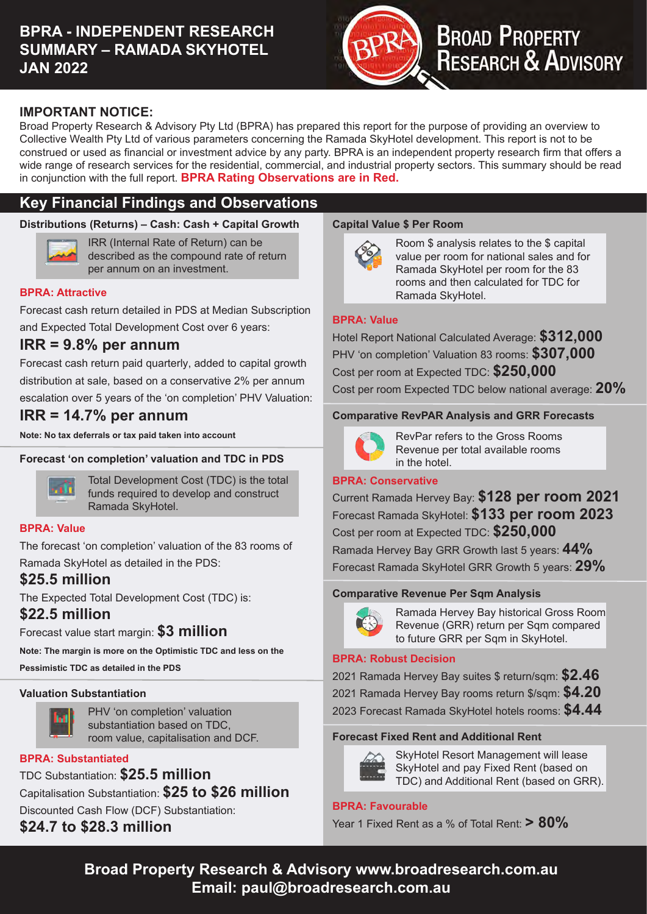# BPRA - INDEPENDENT RESEARCH SUMMARY – RAMADA SKYHOTEL JAN 2022

BROAD PROPERTY RESEARCH & ADVISORY

**IMPORTANT NOTICE:**
Broad Property Research & Advisory Pty Ltd (BPRA) has prepared this report for the purpose of providing an overview to Collective Wealth Pty Ltd of various parameters concerning the Ramada SkyHotel development. This report is not to be construed or used as financial or investment advice by any party. BPRA is an independent property research firm that offers a wide range of research services for the residential, commercial, and industrial property sectors. This summary should be read in conjunction with the full report. **BPRA Rating Observations are in Red.**

## Key Financial Findings and Observations

### Distributions (Returns) – Cash: Cash + Capital Growth

IRR (Internal Rate of Return) can be described as the compound rate of return per annum on an investment.

**BPRA: Attractive**

Forecast cash return detailed in PDS at Median Subscription and Expected Total Development Cost over 6 years:

**IRR = 9.8% per annum**

Forecast cash return paid quarterly, added to capital growth distribution at sale, based on a conservative 2% per annum escalation over 5 years of the 'on completion' PHV Valuation:

**IRR = 14.7% per annum**

**Note: No tax deferrals or tax paid taken into account**

### Forecast 'on completion' valuation and TDC in PDS

Total Development Cost (TDC) is the total funds required to develop and construct Ramada SkyHotel.

**BPRA: Value**

The forecast 'on completion' valuation of the 83 rooms of Ramada SkyHotel as detailed in the PDS:

**$25.5 million**

The Expected Total Development Cost (TDC) is:

**$22.5 million**

Forecast value start margin: **$3 million**

**Note: The margin is more on the Optimistic TDC and less on the Pessimistic TDC as detailed in the PDS**

### Valuation Substantiation

PHV 'on completion' valuation substantiation based on TDC, room value, capitalisation and DCF.

**BPRA: Substantiated**

TDC Substantiation: **$25.5 million**

Capitalisation Substantiation: **$25 to $26 million**

Discounted Cash Flow (DCF) Substantiation:

**$24.7 to $28.3 million**

### Capital Value $ Per Room

Room $ analysis relates to the $ capital value per room for national sales and for Ramada SkyHotel per room for the 83 rooms and then calculated for TDC for Ramada SkyHotel.

**BPRA: Value**

Hotel Report National Calculated Average: **$312,000**

PHV 'on completion' Valuation 83 rooms: **$307,000**

Cost per room at Expected TDC: **$250,000**

Cost per room Expected TDC below national average: **20%**

### Comparative RevPAR Analysis and GRR Forecasts

RevPar refers to the Gross Rooms Revenue per total available rooms in the hotel.

**BPRA: Conservative**

Current Ramada Hervey Bay: **$128 per room 2021**

Forecast Ramada SkyHotel: **$133 per room 2023**

Cost per room at Expected TDC: **$250,000**

Ramada Hervey Bay GRR Growth last 5 years: **44%**

Forecast Ramada SkyHotel GRR Growth 5 years: **29%**

### Comparative Revenue Per Sqm Analysis

Ramada Hervey Bay historical Gross Room Revenue (GRR) return per Sqm compared to future GRR per Sqm in SkyHotel.

**BPRA: Robust Decision**

2021 Ramada Hervey Bay suites $ return/sqm: **$2.46**

2021 Ramada Hervey Bay rooms return $/sqm: **$4.20**

2023 Forecast Ramada SkyHotel hotels rooms: **$4.44**

### Forecast Fixed Rent and Additional Rent

SkyHotel Resort Management will lease SkyHotel and pay Fixed Rent (based on TDC) and Additional Rent (based on GRR).

**BPRA: Favourable**

Year 1 Fixed Rent as a % of Total Rent: **> 80%**

**Broad Property Research & Advisory www.broadresearch.com.au**
**Email: paul@broadresearch.com.au**